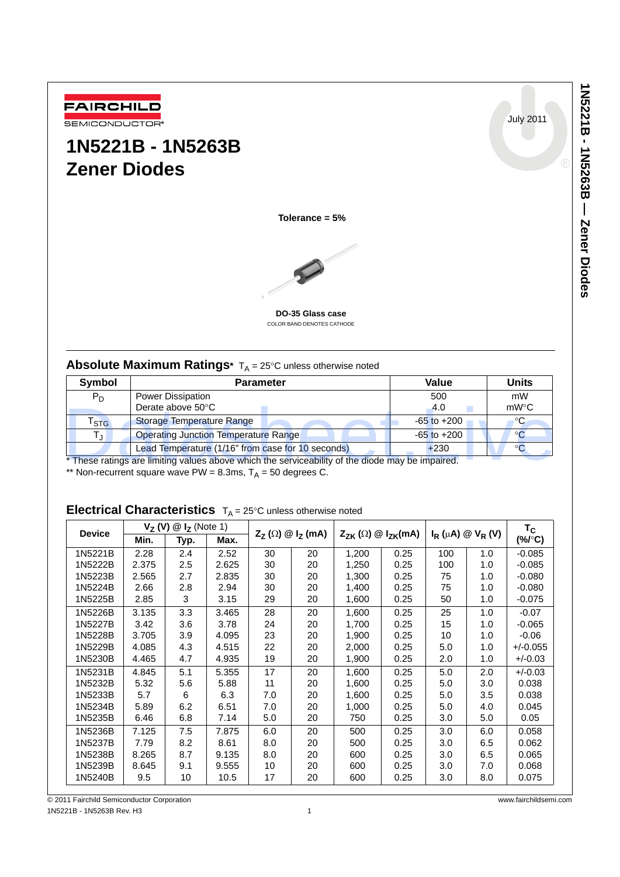FAIRCHILD SEMICONDUCTOR®

July 2011

# 1N5221B - 1N5263B Zener Diodes

**Tolerance = 5%**

**DO-35 Glass case**
COLOR BAND DENOTES CATHODE

## Absolute Maximum Ratings* $T_A$ = 25°C unless otherwise noted

| Symbol | Parameter | Value | Units |
|---|---|---|---|
| $P_D$ | Power Dissipation<br>Derate above 50°C | 500<br>4.0 | mW<br>mW°C |
| $T_{STG}$ | Storage Temperature Range | -65 to +200 | °C |
| $T_J$ | Operating Junction Temperature Range | -65 to +200 | °C |
| | Lead Temperature (1/16" from case for 10 seconds) | +230 | °C |

* These ratings are limiting values above which the serviceability of the diode may be impaired.

** Non-recurrent square wave PW = 8.3ms, $T_A$ = 50 degrees C.

## Electrical Characteristics $T_A$ = 25°C unless otherwise noted

| Device | $V_Z$ (V) @ $I_Z$ (Note 1) | | | $Z_Z$ (Ω) @ $I_Z$ (mA) | | $Z_{ZK}$ (Ω) @ $I_{ZK}$(mA) | | $I_R$ (μA) @ $V_R$ (V) | | $T_C$ (%/°C) |
|---|---|---|---|---|---|---|---|---|---|---|
| | Min. | Typ. | Max. | | | | | | | |
| 1N5221B | 2.28 | 2.4 | 2.52 | 30 | 20 | 1,200 | 0.25 | 100 | 1.0 | -0.085 |
| 1N5222B | 2.375 | 2.5 | 2.625 | 30 | 20 | 1,250 | 0.25 | 100 | 1.0 | -0.085 |
| 1N5223B | 2.565 | 2.7 | 2.835 | 30 | 20 | 1,300 | 0.25 | 75 | 1.0 | -0.080 |
| 1N5224B | 2.66 | 2.8 | 2.94 | 30 | 20 | 1,400 | 0.25 | 75 | 1.0 | -0.080 |
| 1N5225B | 2.85 | 3 | 3.15 | 29 | 20 | 1,600 | 0.25 | 50 | 1.0 | -0.075 |
| 1N5226B | 3.135 | 3.3 | 3.465 | 28 | 20 | 1,600 | 0.25 | 25 | 1.0 | -0.07 |
| 1N5227B | 3.42 | 3.6 | 3.78 | 24 | 20 | 1,700 | 0.25 | 15 | 1.0 | -0.065 |
| 1N5228B | 3.705 | 3.9 | 4.095 | 23 | 20 | 1,900 | 0.25 | 10 | 1.0 | -0.06 |
| 1N5229B | 4.085 | 4.3 | 4.515 | 22 | 20 | 2,000 | 0.25 | 5.0 | 1.0 | +/-0.055 |
| 1N5230B | 4.465 | 4.7 | 4.935 | 19 | 20 | 1,900 | 0.25 | 2.0 | 1.0 | +/-0.03 |
| 1N5231B | 4.845 | 5.1 | 5.355 | 17 | 20 | 1,600 | 0.25 | 5.0 | 2.0 | +/-0.03 |
| 1N5232B | 5.32 | 5.6 | 5.88 | 11 | 20 | 1,600 | 0.25 | 5.0 | 3.0 | 0.038 |
| 1N5233B | 5.7 | 6 | 6.3 | 7.0 | 20 | 1,600 | 0.25 | 5.0 | 3.5 | 0.038 |
| 1N5234B | 5.89 | 6.2 | 6.51 | 7.0 | 20 | 1,000 | 0.25 | 5.0 | 4.0 | 0.045 |
| 1N5235B | 6.46 | 6.8 | 7.14 | 5.0 | 20 | 750 | 0.25 | 3.0 | 5.0 | 0.05 |
| 1N5236B | 7.125 | 7.5 | 7.875 | 6.0 | 20 | 500 | 0.25 | 3.0 | 6.0 | 0.058 |
| 1N5237B | 7.79 | 8.2 | 8.61 | 8.0 | 20 | 500 | 0.25 | 3.0 | 6.5 | 0.062 |
| 1N5238B | 8.265 | 8.7 | 9.135 | 8.0 | 20 | 600 | 0.25 | 3.0 | 6.5 | 0.065 |
| 1N5239B | 8.645 | 9.1 | 9.555 | 10 | 20 | 600 | 0.25 | 3.0 | 7.0 | 0.068 |
| 1N5240B | 9.5 | 10 | 10.5 | 17 | 20 | 600 | 0.25 | 3.0 | 8.0 | 0.075 |

© 2011 Fairchild Semiconductor Corporation
1N5221B - 1N5263B Rev. H3
www.fairchildsemi.com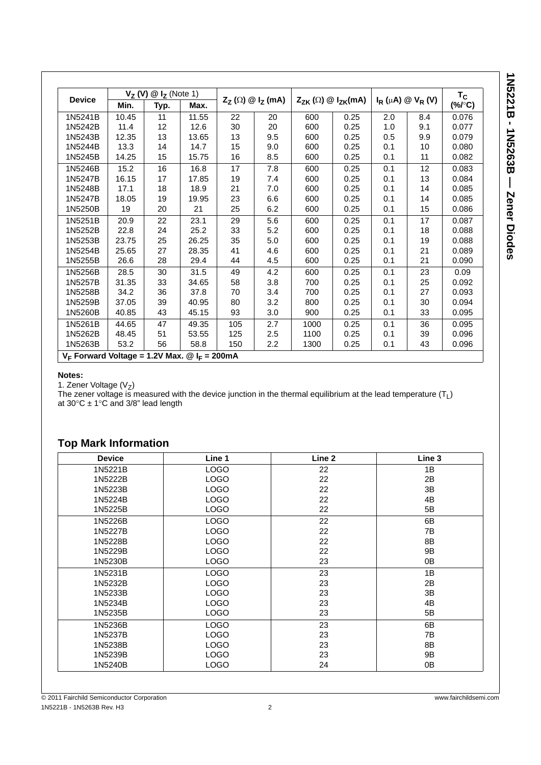| Device | $V_Z$ (V) @ $I_Z$ (Note 1) | | | $Z_Z$ (Ω) @ $I_Z$ (mA) | | $Z_{ZK}$ (Ω) @ $I_{ZK}$(mA) | | $I_R$ (μA) @ $V_R$ (V) | | $T_C$ (%/°C) |
|---|---|---|---|---|---|---|---|---|---|---|
| | Min. | Typ. | Max. | | | | | | | |
| 1N5241B | 10.45 | 11 | 11.55 | 22 | 20 | 600 | 0.25 | 2.0 | 8.4 | 0.076 |
| 1N5242B | 11.4 | 12 | 12.6 | 30 | 20 | 600 | 0.25 | 1.0 | 9.1 | 0.077 |
| 1N5243B | 12.35 | 13 | 13.65 | 13 | 9.5 | 600 | 0.25 | 0.5 | 9.9 | 0.079 |
| 1N5244B | 13.3 | 14 | 14.7 | 15 | 9.0 | 600 | 0.25 | 0.1 | 10 | 0.080 |
| 1N5245B | 14.25 | 15 | 15.75 | 16 | 8.5 | 600 | 0.25 | 0.1 | 11 | 0.082 |
| 1N5246B | 15.2 | 16 | 16.8 | 17 | 7.8 | 600 | 0.25 | 0.1 | 12 | 0.083 |
| 1N5247B | 16.15 | 17 | 17.85 | 19 | 7.4 | 600 | 0.25 | 0.1 | 13 | 0.084 |
| 1N5248B | 17.1 | 18 | 18.9 | 21 | 7.0 | 600 | 0.25 | 0.1 | 14 | 0.085 |
| 1N5247B | 18.05 | 19 | 19.95 | 23 | 6.6 | 600 | 0.25 | 0.1 | 14 | 0.085 |
| 1N5250B | 19 | 20 | 21 | 25 | 6.2 | 600 | 0.25 | 0.1 | 15 | 0.086 |
| 1N5251B | 20.9 | 22 | 23.1 | 29 | 5.6 | 600 | 0.25 | 0.1 | 17 | 0.087 |
| 1N5252B | 22.8 | 24 | 25.2 | 33 | 5.2 | 600 | 0.25 | 0.1 | 18 | 0.088 |
| 1N5253B | 23.75 | 25 | 26.25 | 35 | 5.0 | 600 | 0.25 | 0.1 | 19 | 0.088 |
| 1N5254B | 25.65 | 27 | 28.35 | 41 | 4.6 | 600 | 0.25 | 0.1 | 21 | 0.089 |
| 1N5255B | 26.6 | 28 | 29.4 | 44 | 4.5 | 600 | 0.25 | 0.1 | 21 | 0.090 |
| 1N5256B | 28.5 | 30 | 31.5 | 49 | 4.2 | 600 | 0.25 | 0.1 | 23 | 0.09 |
| 1N5257B | 31.35 | 33 | 34.65 | 58 | 3.8 | 700 | 0.25 | 0.1 | 25 | 0.092 |
| 1N5258B | 34.2 | 36 | 37.8 | 70 | 3.4 | 700 | 0.25 | 0.1 | 27 | 0.093 |
| 1N5259B | 37.05 | 39 | 40.95 | 80 | 3.2 | 800 | 0.25 | 0.1 | 30 | 0.094 |
| 1N5260B | 40.85 | 43 | 45.15 | 93 | 3.0 | 900 | 0.25 | 0.1 | 33 | 0.095 |
| 1N5261B | 44.65 | 47 | 49.35 | 105 | 2.7 | 1000 | 0.25 | 0.1 | 36 | 0.095 |
| 1N5262B | 48.45 | 51 | 53.55 | 125 | 2.5 | 1100 | 0.25 | 0.1 | 39 | 0.096 |
| 1N5263B | 53.2 | 56 | 58.8 | 150 | 2.2 | 1300 | 0.25 | 0.1 | 43 | 0.096 |

**$V_F$ Forward Voltage = 1.2V Max. @ $I_F$ = 200mA**

**Notes:**

1. Zener Voltage ($V_Z$)
The zener voltage is measured with the device junction in the thermal equilibrium at the lead temperature ($T_L$) at 30°C ± 1°C and 3/8" lead length

## Top Mark Information

| Device | Line 1 | Line 2 | Line 3 |
|---|---|---|---|
| 1N5221B | LOGO | 22 | 1B |
| 1N5222B | LOGO | 22 | 2B |
| 1N5223B | LOGO | 22 | 3B |
| 1N5224B | LOGO | 22 | 4B |
| 1N5225B | LOGO | 22 | 5B |
| 1N5226B | LOGO | 22 | 6B |
| 1N5227B | LOGO | 22 | 7B |
| 1N5228B | LOGO | 22 | 8B |
| 1N5229B | LOGO | 22 | 9B |
| 1N5230B | LOGO | 23 | 0B |
| 1N5231B | LOGO | 23 | 1B |
| 1N5232B | LOGO | 23 | 2B |
| 1N5233B | LOGO | 23 | 3B |
| 1N5234B | LOGO | 23 | 4B |
| 1N5235B | LOGO | 23 | 5B |
| 1N5236B | LOGO | 23 | 6B |
| 1N5237B | LOGO | 23 | 7B |
| 1N5238B | LOGO | 23 | 8B |
| 1N5239B | LOGO | 23 | 9B |
| 1N5240B | LOGO | 24 | 0B |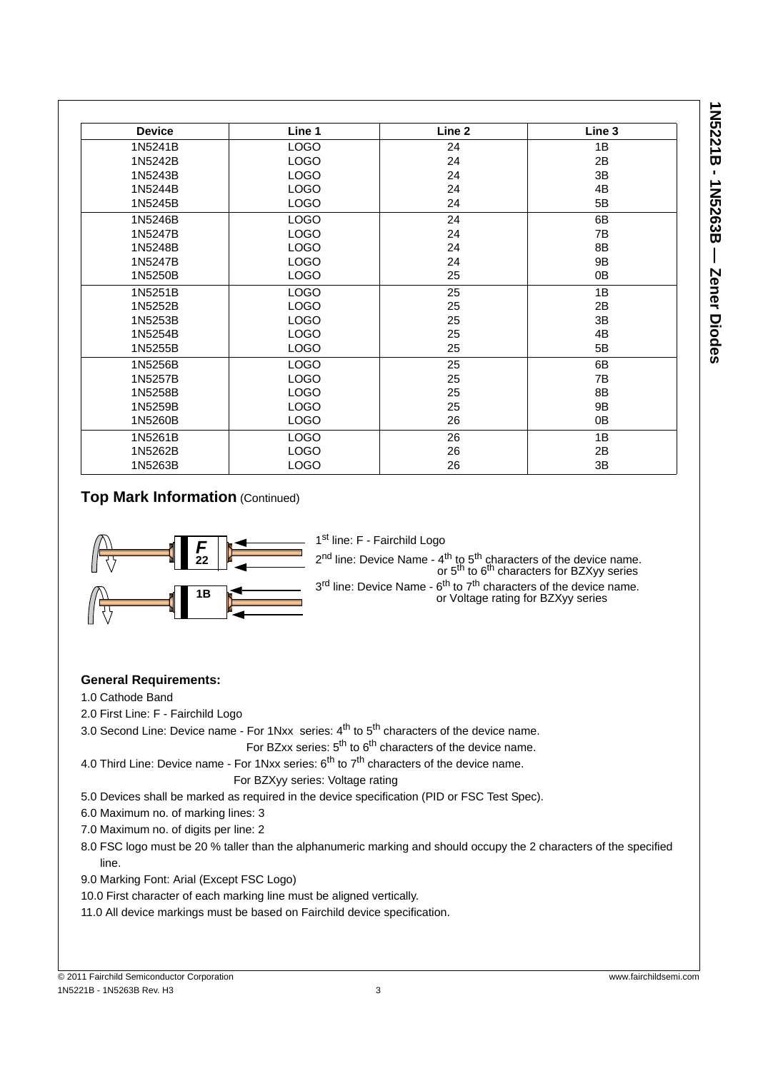| Device | Line 1 | Line 2 | Line 3 |
|---|---|---|---|
| 1N5241B | LOGO | 24 | 1B |
| 1N5242B | LOGO | 24 | 2B |
| 1N5243B | LOGO | 24 | 3B |
| 1N5244B | LOGO | 24 | 4B |
| 1N5245B | LOGO | 24 | 5B |
| 1N5246B | LOGO | 24 | 6B |
| 1N5247B | LOGO | 24 | 7B |
| 1N5248B | LOGO | 24 | 8B |
| 1N5247B | LOGO | 24 | 9B |
| 1N5250B | LOGO | 25 | 0B |
| 1N5251B | LOGO | 25 | 1B |
| 1N5252B | LOGO | 25 | 2B |
| 1N5253B | LOGO | 25 | 3B |
| 1N5254B | LOGO | 25 | 4B |
| 1N5255B | LOGO | 25 | 5B |
| 1N5256B | LOGO | 25 | 6B |
| 1N5257B | LOGO | 25 | 7B |
| 1N5258B | LOGO | 25 | 8B |
| 1N5259B | LOGO | 25 | 9B |
| 1N5260B | LOGO | 26 | 0B |
| 1N5261B | LOGO | 26 | 1B |
| 1N5262B | LOGO | 26 | 2B |
| 1N5263B | LOGO | 26 | 3B |

## Top Mark Information (Continued)

F
22

1B

1st line: F - Fairchild Logo

2nd line: Device Name - 4th to 5th characters of the device name. or 5th to 6th characters for BZXyy series

3rd line: Device Name - 6th to 7th characters of the device name. or Voltage rating for BZXyy series

### General Requirements:

1.0 Cathode Band

2.0 First Line: F - Fairchild Logo

3.0 Second Line: Device name - For 1Nxx series: 4th to 5th characters of the device name.
For BZxx series: 5th to 6th characters of the device name.

4.0 Third Line: Device name - For 1Nxx series: 6th to 7th characters of the device name.
For BZXyy series: Voltage rating

5.0 Devices shall be marked as required in the device specification (PID or FSC Test Spec).

6.0 Maximum no. of marking lines: 3

7.0 Maximum no. of digits per line: 2

8.0 FSC logo must be 20 % taller than the alphanumeric marking and should occupy the 2 characters of the specified line.

9.0 Marking Font: Arial (Except FSC Logo)

10.0 First character of each marking line must be aligned vertically.

11.0 All device markings must be based on Fairchild device specification.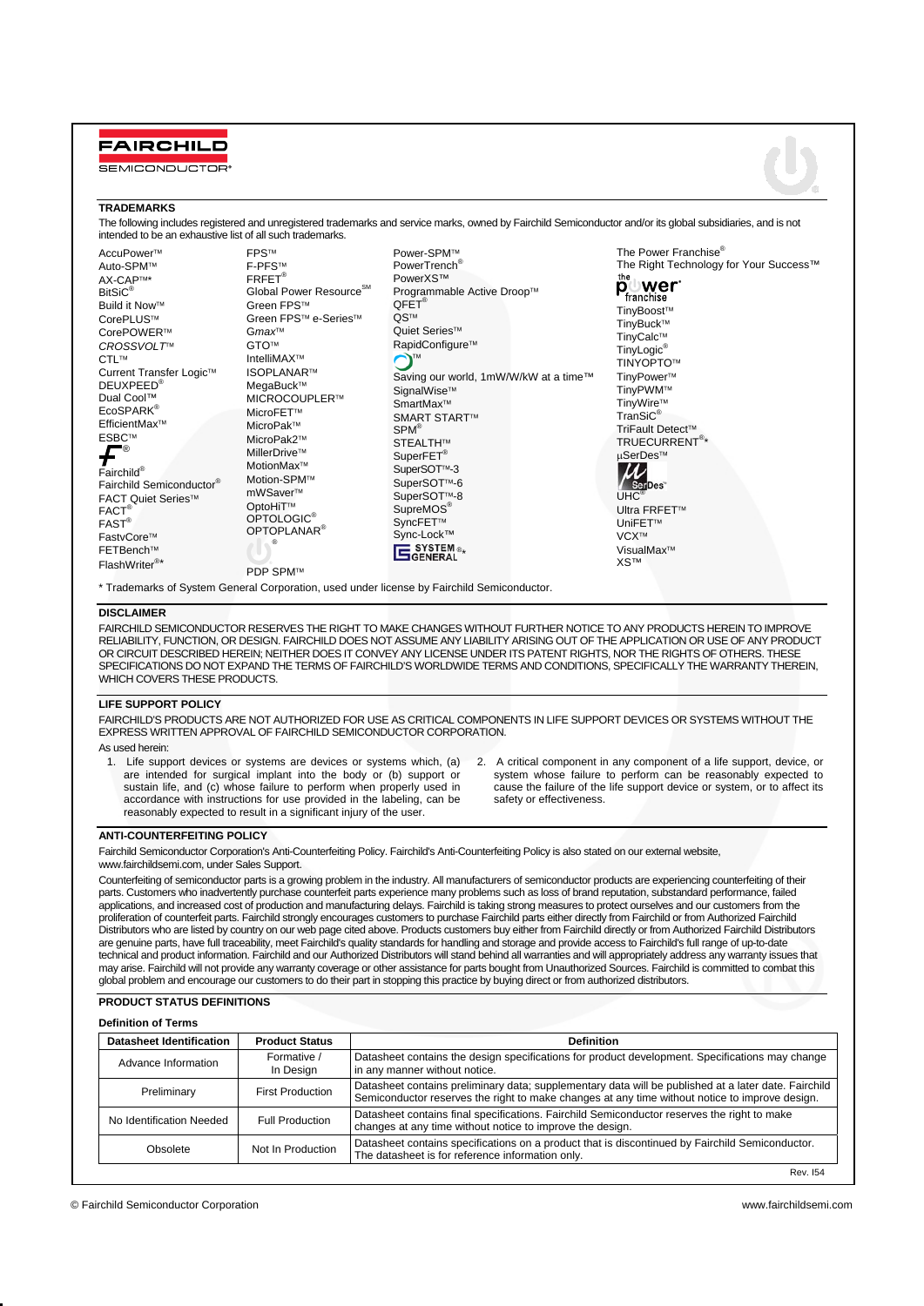FAIRCHILD SEMICONDUCTOR®

## TRADEMARKS

The following includes registered and unregistered trademarks and service marks, owned by Fairchild Semiconductor and/or its global subsidiaries, and is not intended to be an exhaustive list of all such trademarks.

AccuPower™
Auto-SPM™
AX-CAP™*
BitSiC®
Build it Now™
CorePLUS™
CorePOWER™
*CROSSVOLT*™
CTL™
Current Transfer Logic™
DEUXPEED®
Dual Cool™
EcoSPARK®
EfficientMax™
ESBC™
®
Fairchild®
Fairchild Semiconductor®
FACT Quiet Series™
FACT®
FAST®
FastvCore™
FETBench™
FlashWriter®*
FPS™
F-PFS™
FRFET®
Global Power Resource℠
Green FPS™
Green FPS™ e-Series™
G*max*™
GTO™
IntelliMAX™
ISOPLANAR™
MegaBuck™
MICROCOUPLER™
MicroFET™
MicroPak™
MicroPak2™
MillerDrive™
MotionMax™
Motion-SPM™
mWSaver™
OptoHiT™
OPTOLOGIC®
OPTOPLANAR®
®
PDP SPM™
Power-SPM™
PowerTrench®
PowerXS™
Programmable Active Droop™
QFET®
QS™
Quiet Series™
RapidConfigure™
™
Saving our world, 1mW/W/kW at a time™
SignalWise™
SmartMax™
SMART START™
SPM®
STEALTH™
SuperFET®
SuperSOT™-3
SuperSOT™-6
SuperSOT™-8
SupreMOS®
SyncFET™
Sync-Lock™
SYSTEM GENERAL®*
The Power Franchise®
The Right Technology for Your Success™
the power franchise®
TinyBoost™
TinyBuck™
TinyCalc™
TinyLogic®
TINYOPTO™
TinyPower™
TinyPWM™
TinyWire™
TranSiC®
TriFault Detect™
TRUECURRENT®*
μSerDes™
μSerDes™
UHC®
Ultra FRFET™
UniFET™
VCX™
VisualMax™
XS™

\* Trademarks of System General Corporation, used under license by Fairchild Semiconductor.

## DISCLAIMER

FAIRCHILD SEMICONDUCTOR RESERVES THE RIGHT TO MAKE CHANGES WITHOUT FURTHER NOTICE TO ANY PRODUCTS HEREIN TO IMPROVE RELIABILITY, FUNCTION, OR DESIGN. FAIRCHILD DOES NOT ASSUME ANY LIABILITY ARISING OUT OF THE APPLICATION OR USE OF ANY PRODUCT OR CIRCUIT DESCRIBED HEREIN; NEITHER DOES IT CONVEY ANY LICENSE UNDER ITS PATENT RIGHTS, NOR THE RIGHTS OF OTHERS. THESE SPECIFICATIONS DO NOT EXPAND THE TERMS OF FAIRCHILD'S WORLDWIDE TERMS AND CONDITIONS, SPECIFICALLY THE WARRANTY THEREIN, WHICH COVERS THESE PRODUCTS.

## LIFE SUPPORT POLICY

FAIRCHILD'S PRODUCTS ARE NOT AUTHORIZED FOR USE AS CRITICAL COMPONENTS IN LIFE SUPPORT DEVICES OR SYSTEMS WITHOUT THE EXPRESS WRITTEN APPROVAL OF FAIRCHILD SEMICONDUCTOR CORPORATION.

As used herein:

1. Life support devices or systems are devices or systems which, (a) are intended for surgical implant into the body or (b) support or sustain life, and (c) whose failure to perform when properly used in accordance with instructions for use provided in the labeling, can be reasonably expected to result in a significant injury of the user.
2. A critical component in any component of a life support, device, or system whose failure to perform can be reasonably expected to cause the failure of the life support device or system, or to affect its safety or effectiveness.

## ANTI-COUNTERFEITING POLICY

Fairchild Semiconductor Corporation's Anti-Counterfeiting Policy. Fairchild's Anti-Counterfeiting Policy is also stated on our external website, www.fairchildsemi.com, under Sales Support.

Counterfeiting of semiconductor parts is a growing problem in the industry. All manufacturers of semiconductor products are experiencing counterfeiting of their parts. Customers who inadvertently purchase counterfeit parts experience many problems such as loss of brand reputation, substandard performance, failed applications, and increased cost of production and manufacturing delays. Fairchild is taking strong measures to protect ourselves and our customers from the proliferation of counterfeit parts. Fairchild strongly encourages customers to purchase Fairchild parts either directly from Fairchild or from Authorized Fairchild Distributors who are listed by country on our web page cited above. Products customers buy either from Fairchild directly or from Authorized Fairchild Distributors are genuine parts, have full traceability, meet Fairchild's quality standards for handling and storage and provide access to Fairchild's full range of up-to-date technical and product information. Fairchild and our Authorized Distributors will stand behind all warranties and will appropriately address any warranty issues that may arise. Fairchild will not provide any warranty coverage or other assistance for parts bought from Unauthorized Sources. Fairchild is committed to combat this global problem and encourage our customers to do their part in stopping this practice by buying direct or from authorized distributors.

## PRODUCT STATUS DEFINITIONS

### Definition of Terms

| Datasheet Identification | Product Status | Definition |
|---|---|---|
| Advance Information | Formative / In Design | Datasheet contains the design specifications for product development. Specifications may change in any manner without notice. |
| Preliminary | First Production | Datasheet contains preliminary data; supplementary data will be published at a later date. Fairchild Semiconductor reserves the right to make changes at any time without notice to improve design. |
| No Identification Needed | Full Production | Datasheet contains final specifications. Fairchild Semiconductor reserves the right to make changes at any time without notice to improve the design. |
| Obsolete | Not In Production | Datasheet contains specifications on a product that is discontinued by Fairchild Semiconductor. The datasheet is for reference information only. |

Rev. I54

© Fairchild Semiconductor Corporation

www.fairchildsemi.com